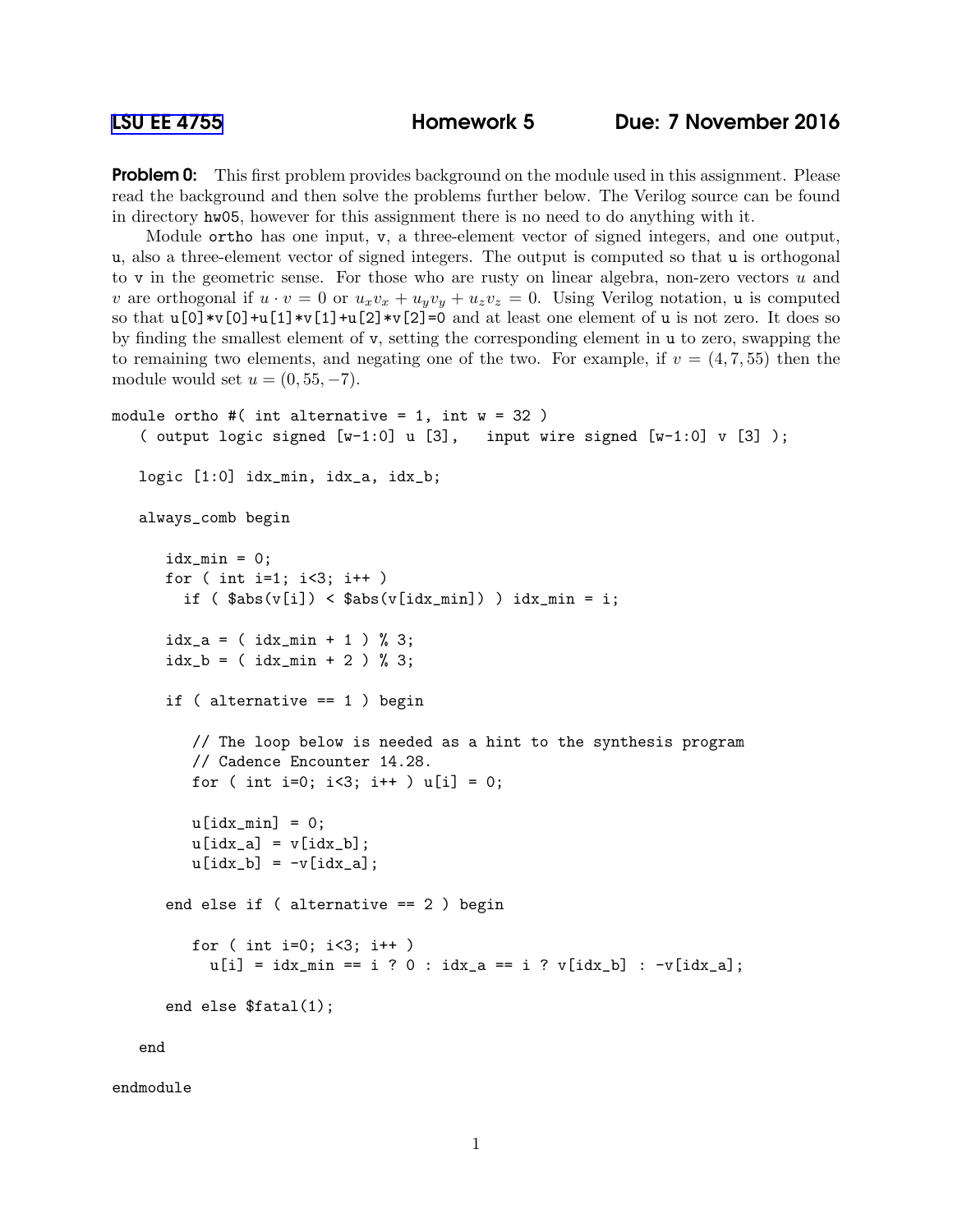LSU EE 4755 Homework 5 Due: 7 November 2016

**Problem 0:** This first problem provides background on the module used in this assignment. Please read the background and then solve the problems further below. The Verilog source can be found in directory hw05, however for this assignment there is no need to do anything with it.

Module ortho has one input, v, a three-element vector of signed integers, and one output, u, also a three-element vector of signed integers. The output is computed so that u is orthogonal to v in the geometric sense. For those who are rusty on linear algebra, non-zero vectors $u$ and $v$ are orthogonal if $u \cdot v = 0$ or $u_x v_x + u_y v_y + u_z v_z = 0$. Using Verilog notation, u is computed so that u[0]*v[0]+u[1]*v[1]+u[2]*v[2]=0 and at least one element of u is not zero. It does so by finding the smallest element of v, setting the corresponding element in u to zero, swapping the to remaining two elements, and negating one of the two. For example, if $v = (4, 7, 55)$ then the module would set $u = (0, 55, -7)$.

```
module ortho #( int alternative = 1, int w = 32 )
   ( output logic signed [w-1:0] u [3],   input wire signed [w-1:0] v [3] );

   logic [1:0] idx_min, idx_a, idx_b;

   always_comb begin

      idx_min = 0;
      for ( int i=1; i<3; i++ )
        if ( $abs(v[i]) < $abs(v[idx_min]) ) idx_min = i;

      idx_a = ( idx_min + 1 ) % 3;
      idx_b = ( idx_min + 2 ) % 3;

      if ( alternative == 1 ) begin

         // The loop below is needed as a hint to the synthesis program
         // Cadence Encounter 14.28.
         for ( int i=0; i<3; i++ ) u[i] = 0;

         u[idx_min] = 0;
         u[idx_a] = v[idx_b];
         u[idx_b] = -v[idx_a];

      end else if ( alternative == 2 ) begin

         for ( int i=0; i<3; i++ )
           u[i] = idx_min == i ? 0 : idx_a == i ? v[idx_b] : -v[idx_a];

      end else $fatal(1);

   end

endmodule
```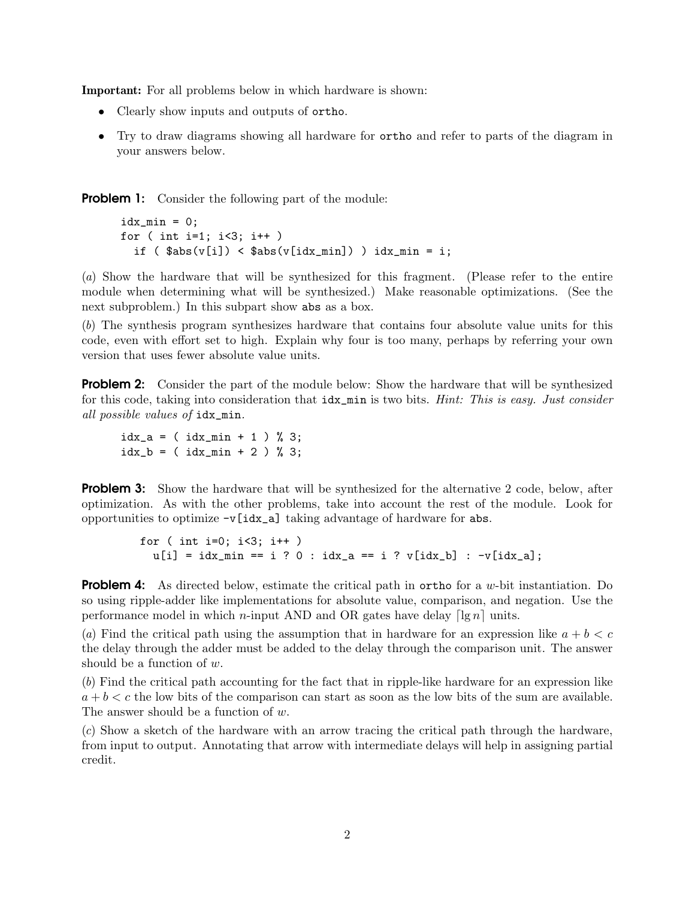**Important:** For all problems below in which hardware is shown:

- Clearly show inputs and outputs of `ortho`.
- Try to draw diagrams showing all hardware for `ortho` and refer to parts of the diagram in your answers below.

**Problem 1:** Consider the following part of the module:

```
idx_min = 0;
for ( int i=1; i<3; i++ )
  if ( $abs(v[i]) < $abs(v[idx_min]) ) idx_min = i;
```

(*a*) Show the hardware that will be synthesized for this fragment. (Please refer to the entire module when determining what will be synthesized.) Make reasonable optimizations. (See the next subproblem.) In this subpart show `abs` as a box.

(*b*) The synthesis program synthesizes hardware that contains four absolute value units for this code, even with effort set to high. Explain why four is too many, perhaps by referring your own version that uses fewer absolute value units.

**Problem 2:** Consider the part of the module below: Show the hardware that will be synthesized for this code, taking into consideration that `idx_min` is two bits. *Hint: This is easy. Just consider all possible values of* `idx_min`.

```
idx_a = ( idx_min + 1 ) % 3;
idx_b = ( idx_min + 2 ) % 3;
```

**Problem 3:** Show the hardware that will be synthesized for the alternative 2 code, below, after optimization. As with the other problems, take into account the rest of the module. Look for opportunities to optimize `-v[idx_a]` taking advantage of hardware for `abs`.

```
for ( int i=0; i<3; i++ )
  u[i] = idx_min == i ? 0 : idx_a == i ? v[idx_b] : -v[idx_a];
```

**Problem 4:** As directed below, estimate the critical path in `ortho` for a $w$-bit instantiation. Do so using ripple-adder like implementations for absolute value, comparison, and negation. Use the performance model in which $n$-input AND and OR gates have delay $\lceil \lg n \rceil$ units.

(*a*) Find the critical path using the assumption that in hardware for an expression like $a + b < c$ the delay through the adder must be added to the delay through the comparison unit. The answer should be a function of $w$.

(*b*) Find the critical path accounting for the fact that in ripple-like hardware for an expression like $a + b < c$ the low bits of the comparison can start as soon as the low bits of the sum are available. The answer should be a function of $w$.

(*c*) Show a sketch of the hardware with an arrow tracing the critical path through the hardware, from input to output. Annotating that arrow with intermediate delays will help in assigning partial credit.